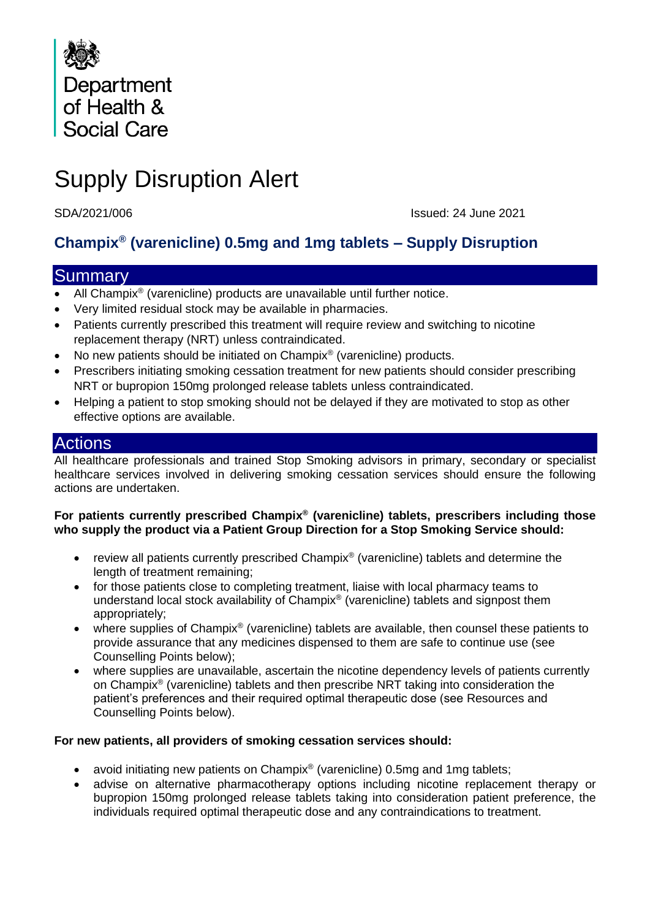Department of Health & Social Care

# Supply Disruption Alert

SDA/2021/006 Issued: 24 June 2021

## Champix® (varenicline) 0.5mg and 1mg tablets – Supply Disruption

## Summary

- All Champix® (varenicline) products are unavailable until further notice.
- Very limited residual stock may be available in pharmacies.
- Patients currently prescribed this treatment will require review and switching to nicotine replacement therapy (NRT) unless contraindicated.
- No new patients should be initiated on Champix® (varenicline) products.
- Prescribers initiating smoking cessation treatment for new patients should consider prescribing NRT or bupropion 150mg prolonged release tablets unless contraindicated.
- Helping a patient to stop smoking should not be delayed if they are motivated to stop as other effective options are available.

## Actions

All healthcare professionals and trained Stop Smoking advisors in primary, secondary or specialist healthcare services involved in delivering smoking cessation services should ensure the following actions are undertaken.

**For patients currently prescribed Champix® (varenicline) tablets, prescribers including those who supply the product via a Patient Group Direction for a Stop Smoking Service should:**

- review all patients currently prescribed Champix® (varenicline) tablets and determine the length of treatment remaining;
- for those patients close to completing treatment, liaise with local pharmacy teams to understand local stock availability of Champix® (varenicline) tablets and signpost them appropriately;
- where supplies of Champix® (varenicline) tablets are available, then counsel these patients to provide assurance that any medicines dispensed to them are safe to continue use (see Counselling Points below);
- where supplies are unavailable, ascertain the nicotine dependency levels of patients currently on Champix® (varenicline) tablets and then prescribe NRT taking into consideration the patient's preferences and their required optimal therapeutic dose (see Resources and Counselling Points below).

**For new patients, all providers of smoking cessation services should:**

- avoid initiating new patients on Champix® (varenicline) 0.5mg and 1mg tablets;
- advise on alternative pharmacotherapy options including nicotine replacement therapy or bupropion 150mg prolonged release tablets taking into consideration patient preference, the individuals required optimal therapeutic dose and any contraindications to treatment.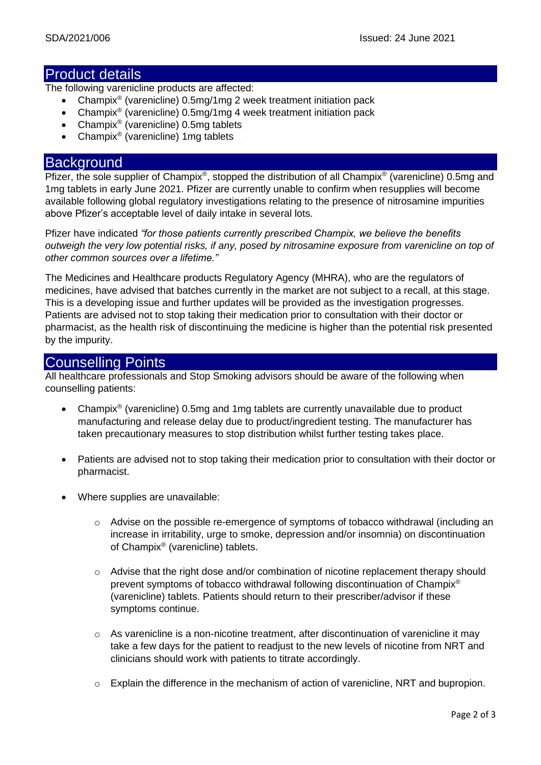## Product details

The following varenicline products are affected:

- Champix® (varenicline) 0.5mg/1mg 2 week treatment initiation pack
- Champix® (varenicline) 0.5mg/1mg 4 week treatment initiation pack
- Champix® (varenicline) 0.5mg tablets
- Champix® (varenicline) 1mg tablets

## Background

Pfizer, the sole supplier of Champix®, stopped the distribution of all Champix® (varenicline) 0.5mg and 1mg tablets in early June 2021. Pfizer are currently unable to confirm when resupplies will become available following global regulatory investigations relating to the presence of nitrosamine impurities above Pfizer's acceptable level of daily intake in several lots.

Pfizer have indicated *"for those patients currently prescribed Champix, we believe the benefits outweigh the very low potential risks, if any, posed by nitrosamine exposure from varenicline on top of other common sources over a lifetime."*

The Medicines and Healthcare products Regulatory Agency (MHRA), who are the regulators of medicines, have advised that batches currently in the market are not subject to a recall, at this stage. This is a developing issue and further updates will be provided as the investigation progresses. Patients are advised not to stop taking their medication prior to consultation with their doctor or pharmacist, as the health risk of discontinuing the medicine is higher than the potential risk presented by the impurity.

## Counselling Points

All healthcare professionals and Stop Smoking advisors should be aware of the following when counselling patients:

- Champix® (varenicline) 0.5mg and 1mg tablets are currently unavailable due to product manufacturing and release delay due to product/ingredient testing. The manufacturer has taken precautionary measures to stop distribution whilst further testing takes place.
- Patients are advised not to stop taking their medication prior to consultation with their doctor or pharmacist.
- Where supplies are unavailable:
  - Advise on the possible re-emergence of symptoms of tobacco withdrawal (including an increase in irritability, urge to smoke, depression and/or insomnia) on discontinuation of Champix® (varenicline) tablets.
  - Advise that the right dose and/or combination of nicotine replacement therapy should prevent symptoms of tobacco withdrawal following discontinuation of Champix® (varenicline) tablets. Patients should return to their prescriber/advisor if these symptoms continue.
  - As varenicline is a non-nicotine treatment, after discontinuation of varenicline it may take a few days for the patient to readjust to the new levels of nicotine from NRT and clinicians should work with patients to titrate accordingly.
  - Explain the difference in the mechanism of action of varenicline, NRT and bupropion.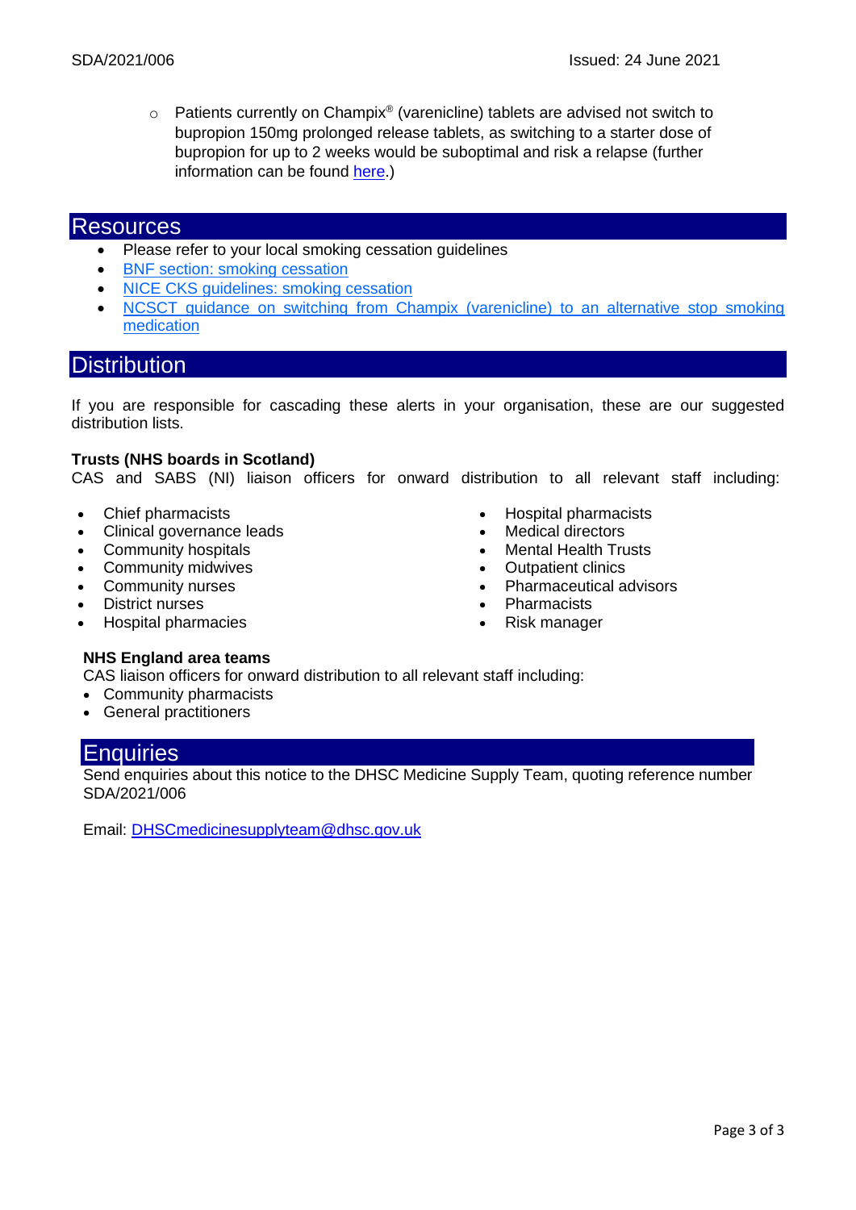- Patients currently on Champix® (varenicline) tablets are advised not switch to bupropion 150mg prolonged release tablets, as switching to a starter dose of bupropion for up to 2 weeks would be suboptimal and risk a relapse (further information can be found here.)

## Resources

- Please refer to your local smoking cessation guidelines
- BNF section: smoking cessation
- NICE CKS guidelines: smoking cessation
- NCSCT guidance on switching from Champix (varenicline) to an alternative stop smoking medication

## Distribution

If you are responsible for cascading these alerts in your organisation, these are our suggested distribution lists.

**Trusts (NHS boards in Scotland)**
CAS and SABS (NI) liaison officers for onward distribution to all relevant staff including:

- Chief pharmacists
- Clinical governance leads
- Community hospitals
- Community midwives
- Community nurses
- District nurses
- Hospital pharmacies
- Hospital pharmacists
- Medical directors
- Mental Health Trusts
- Outpatient clinics
- Pharmaceutical advisors
- Pharmacists
- Risk manager

**NHS England area teams**
CAS liaison officers for onward distribution to all relevant staff including:

- Community pharmacists
- General practitioners

## Enquiries

Send enquiries about this notice to the DHSC Medicine Supply Team, quoting reference number SDA/2021/006

Email: DHSCmedicinesupplyteam@dhsc.gov.uk